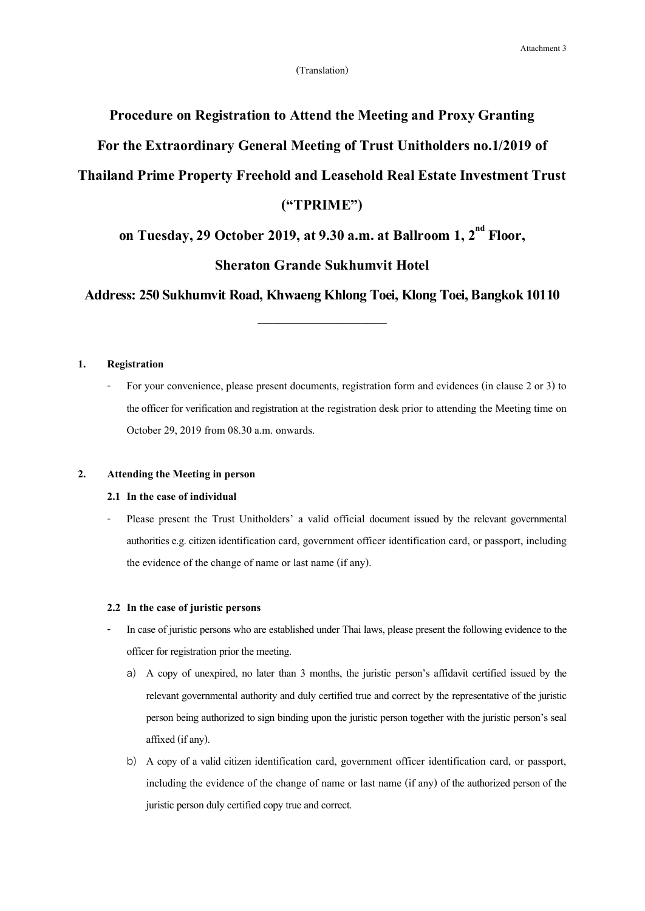Attachment 3

(Translation)

# Procedure on Registration to Attend the Meeting and Proxy Granting For the Extraordinary General Meeting of Trust Unitholders no.1/2019 of Thailand Prime Property Freehold and Leasehold Real Estate Investment Trust ("TPRIME")

## on Tuesday, 29 October 2019, at 9.30 a.m. at Ballroom 1, 2nd Floor, Sheraton Grande Sukhumvit Hotel

## Address: 250 Sukhumvit Road, Khwaeng Khlong Toei, Klong Toei, Bangkok 10110

---

**1. Registration**

- For your convenience, please present documents, registration form and evidences (in clause 2 or 3) to the officer for verification and registration at the registration desk prior to attending the Meeting time on October 29, 2019 from 08.30 a.m. onwards.

**2. Attending the Meeting in person**

**2.1 In the case of individual**

- Please present the Trust Unitholders' a valid official document issued by the relevant governmental authorities e.g. citizen identification card, government officer identification card, or passport, including the evidence of the change of name or last name (if any).

**2.2 In the case of juristic persons**

- In case of juristic persons who are established under Thai laws, please present the following evidence to the officer for registration prior the meeting.
  a) A copy of unexpired, no later than 3 months, the juristic person's affidavit certified issued by the relevant governmental authority and duly certified true and correct by the representative of the juristic person being authorized to sign binding upon the juristic person together with the juristic person's seal affixed (if any).
  b) A copy of a valid citizen identification card, government officer identification card, or passport, including the evidence of the change of name or last name (if any) of the authorized person of the juristic person duly certified copy true and correct.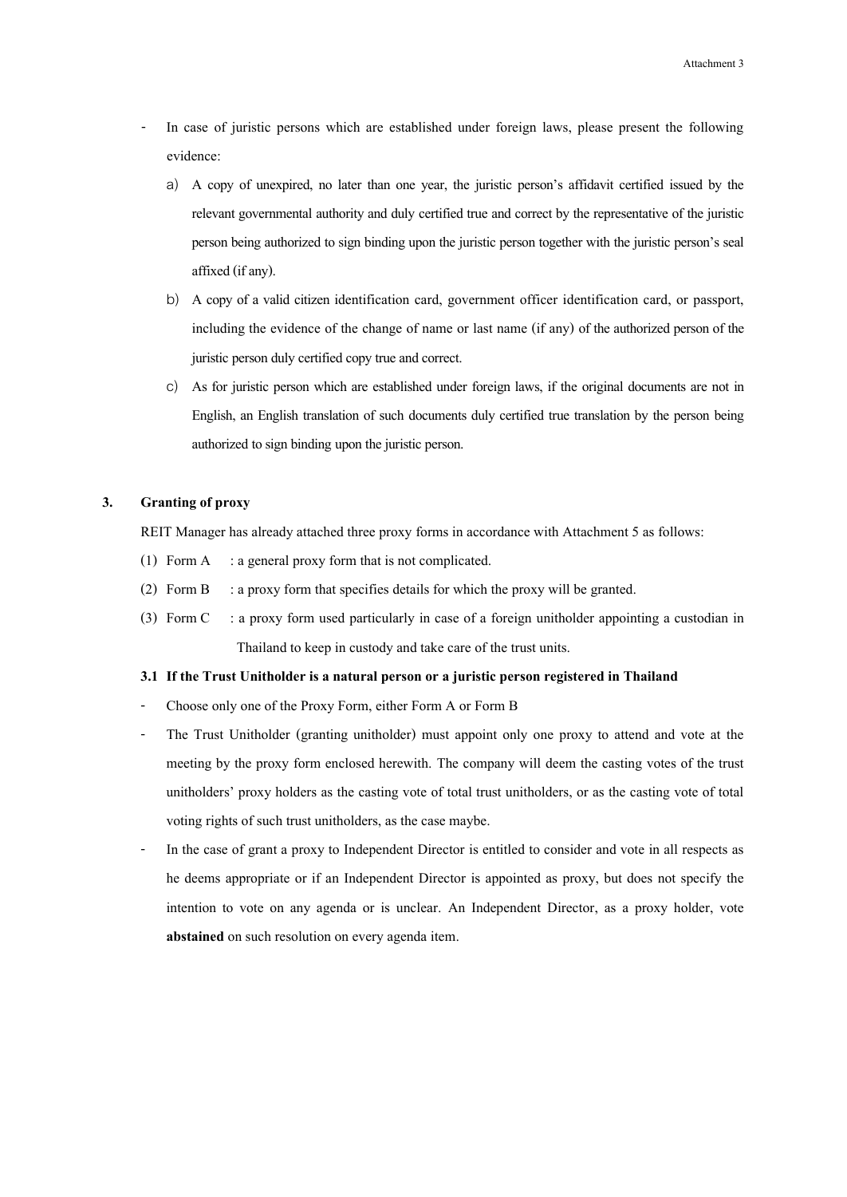- In case of juristic persons which are established under foreign laws, please present the following evidence:
  - a) A copy of unexpired, no later than one year, the juristic person's affidavit certified issued by the relevant governmental authority and duly certified true and correct by the representative of the juristic person being authorized to sign binding upon the juristic person together with the juristic person's seal affixed (if any).
  - b) A copy of a valid citizen identification card, government officer identification card, or passport, including the evidence of the change of name or last name (if any) of the authorized person of the juristic person duly certified copy true and correct.
  - c) As for juristic person which are established under foreign laws, if the original documents are not in English, an English translation of such documents duly certified true translation by the person being authorized to sign binding upon the juristic person.

**3. Granting of proxy**

REIT Manager has already attached three proxy forms in accordance with Attachment 5 as follows:

(1) Form A : a general proxy form that is not complicated.

(2) Form B : a proxy form that specifies details for which the proxy will be granted.

(3) Form C : a proxy form used particularly in case of a foreign unitholder appointing a custodian in Thailand to keep in custody and take care of the trust units.

**3.1 If the Trust Unitholder is a natural person or a juristic person registered in Thailand**

- Choose only one of the Proxy Form, either Form A or Form B
- The Trust Unitholder (granting unitholder) must appoint only one proxy to attend and vote at the meeting by the proxy form enclosed herewith. The company will deem the casting votes of the trust unitholders' proxy holders as the casting vote of total trust unitholders, or as the casting vote of total voting rights of such trust unitholders, as the case maybe.
- In the case of grant a proxy to Independent Director is entitled to consider and vote in all respects as he deems appropriate or if an Independent Director is appointed as proxy, but does not specify the intention to vote on any agenda or is unclear. An Independent Director, as a proxy holder, vote **abstained** on such resolution on every agenda item.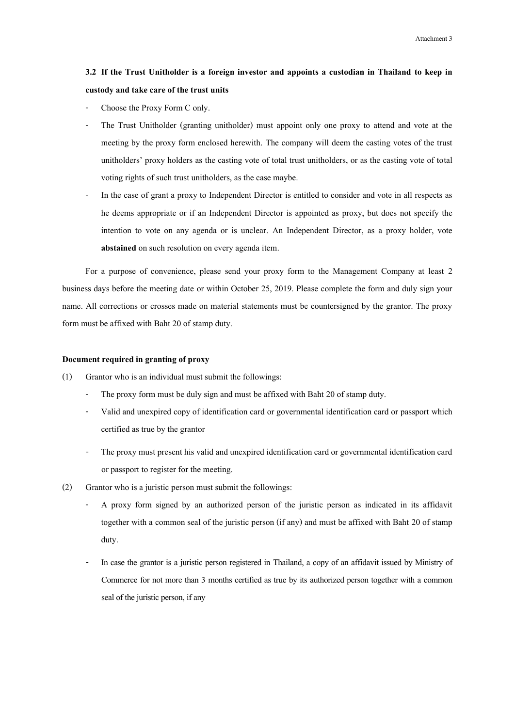**3.2 If the Trust Unitholder is a foreign investor and appoints a custodian in Thailand to keep in custody and take care of the trust units**

- Choose the Proxy Form C only.
- The Trust Unitholder (granting unitholder) must appoint only one proxy to attend and vote at the meeting by the proxy form enclosed herewith. The company will deem the casting votes of the trust unitholders' proxy holders as the casting vote of total trust unitholders, or as the casting vote of total voting rights of such trust unitholders, as the case maybe.
- In the case of grant a proxy to Independent Director is entitled to consider and vote in all respects as he deems appropriate or if an Independent Director is appointed as proxy, but does not specify the intention to vote on any agenda or is unclear. An Independent Director, as a proxy holder, vote **abstained** on such resolution on every agenda item.

For a purpose of convenience, please send your proxy form to the Management Company at least 2 business days before the meeting date or within October 25, 2019. Please complete the form and duly sign your name. All corrections or crosses made on material statements must be countersigned by the grantor. The proxy form must be affixed with Baht 20 of stamp duty.

**Document required in granting of proxy**

(1) Grantor who is an individual must submit the followings:

- The proxy form must be duly sign and must be affixed with Baht 20 of stamp duty.
- Valid and unexpired copy of identification card or governmental identification card or passport which certified as true by the grantor
- The proxy must present his valid and unexpired identification card or governmental identification card or passport to register for the meeting.

(2) Grantor who is a juristic person must submit the followings:

- A proxy form signed by an authorized person of the juristic person as indicated in its affidavit together with a common seal of the juristic person (if any) and must be affixed with Baht 20 of stamp duty.
- In case the grantor is a juristic person registered in Thailand, a copy of an affidavit issued by Ministry of Commerce for not more than 3 months certified as true by its authorized person together with a common seal of the juristic person, if any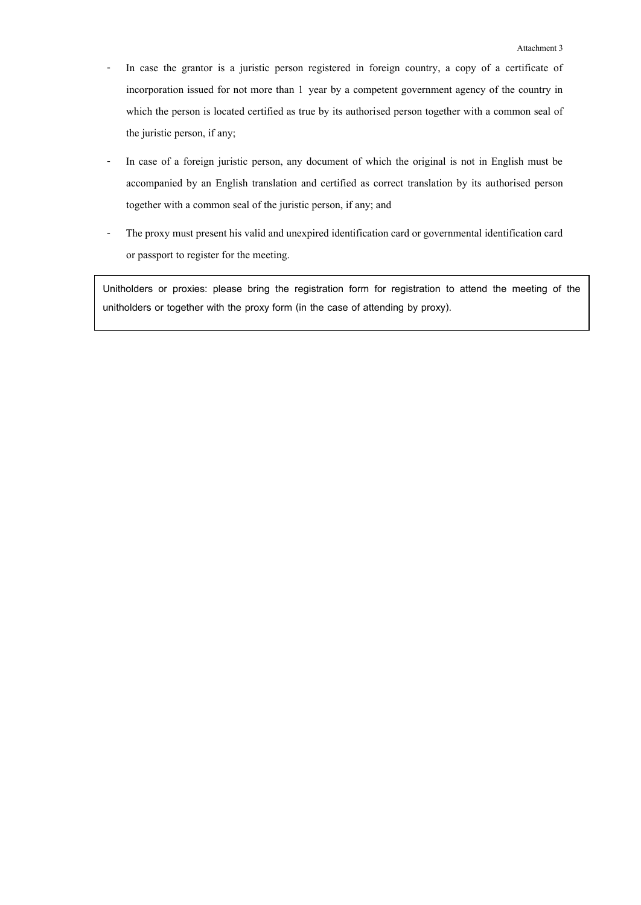- In case the grantor is a juristic person registered in foreign country, a copy of a certificate of incorporation issued for not more than 1 year by a competent government agency of the country in which the person is located certified as true by its authorised person together with a common seal of the juristic person, if any;

- In case of a foreign juristic person, any document of which the original is not in English must be accompanied by an English translation and certified as correct translation by its authorised person together with a common seal of the juristic person, if any; and

- The proxy must present his valid and unexpired identification card or governmental identification card or passport to register for the meeting.

Unitholders or proxies: please bring the registration form for registration to attend the meeting of the unitholders or together with the proxy form (in the case of attending by proxy).